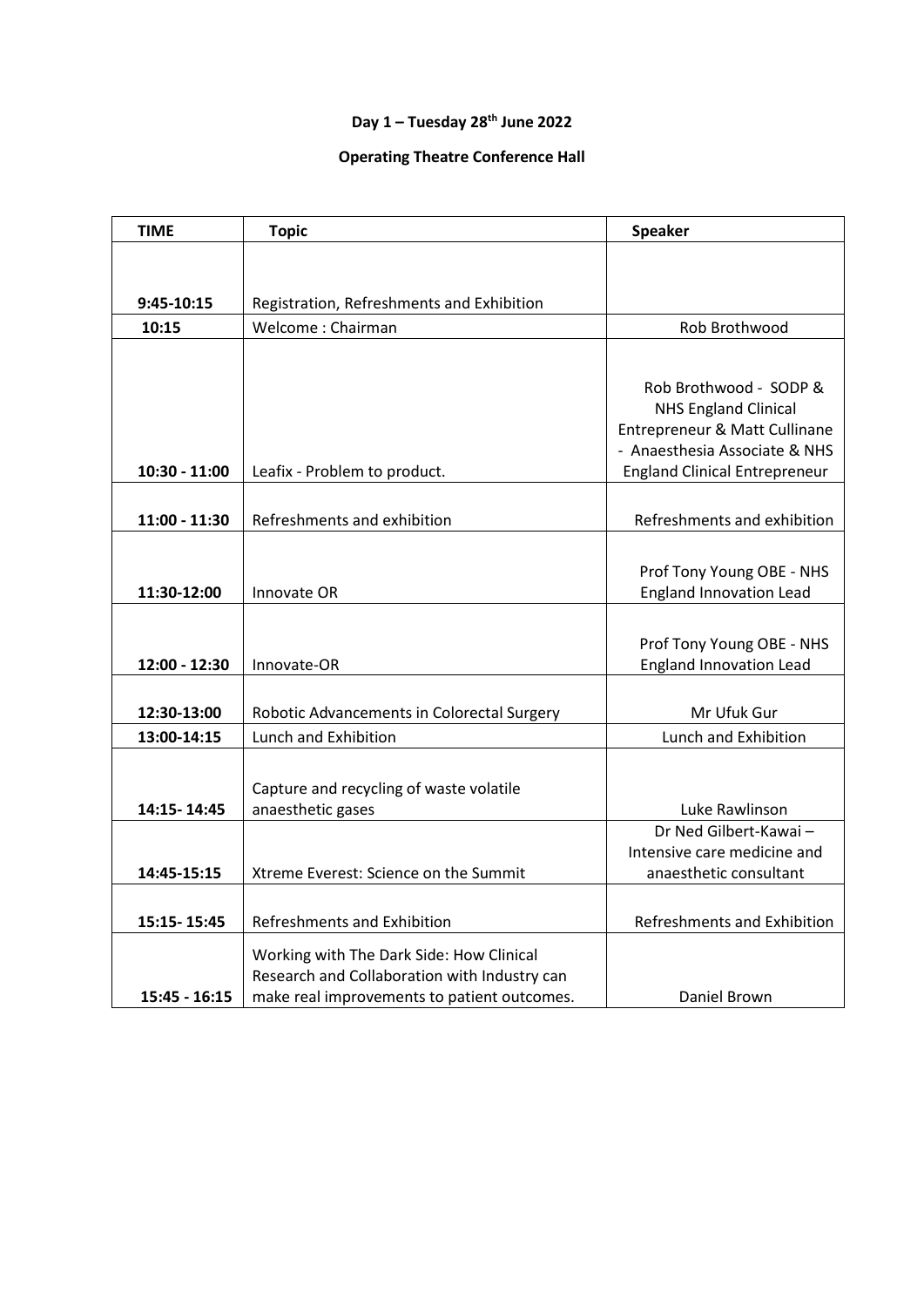**Day 1 – Tuesday 28th June 2022**

**Operating Theatre Conference Hall**

| TIME | Topic | Speaker |
|---|---|---|
| 9:45-10:15 | Registration, Refreshments and Exhibition | |
| 10:15 | Welcome : Chairman | Rob Brothwood |
| 10:30 - 11:00 | Leafix - Problem to product. | Rob Brothwood - SODP & NHS England Clinical Entrepreneur & Matt Cullinane - Anaesthesia Associate & NHS England Clinical Entrepreneur |
| 11:00 - 11:30 | Refreshments and exhibition | Refreshments and exhibition |
| 11:30-12:00 | Innovate OR | Prof Tony Young OBE - NHS England Innovation Lead |
| 12:00 - 12:30 | Innovate-OR | Prof Tony Young OBE - NHS England Innovation Lead |
| 12:30-13:00 | Robotic Advancements in Colorectal Surgery | Mr Ufuk Gur |
| 13:00-14:15 | Lunch and Exhibition | Lunch and Exhibition |
| 14:15- 14:45 | Capture and recycling of waste volatile anaesthetic gases | Luke Rawlinson |
| 14:45-15:15 | Xtreme Everest: Science on the Summit | Dr Ned Gilbert-Kawai – Intensive care medicine and anaesthetic consultant |
| 15:15- 15:45 | Refreshments and Exhibition | Refreshments and Exhibition |
| 15:45 - 16:15 | Working with The Dark Side: How Clinical Research and Collaboration with Industry can make real improvements to patient outcomes. | Daniel Brown |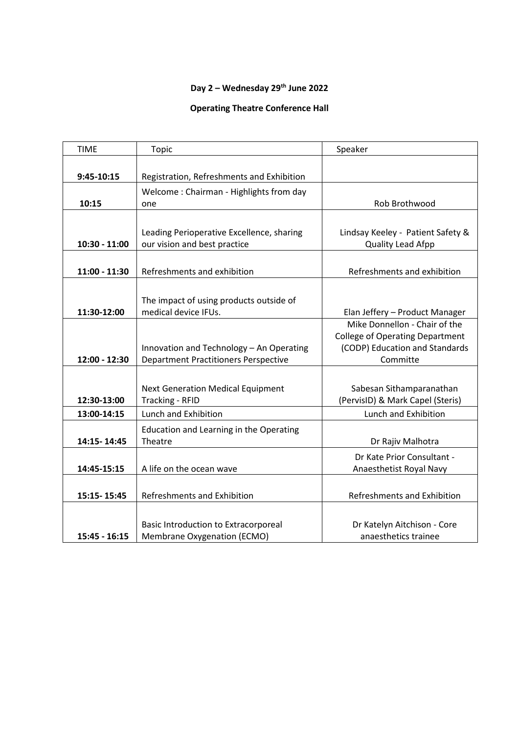**Day 2 – Wednesday 29th June 2022**

**Operating Theatre Conference Hall**

| TIME | Topic | Speaker |
|---|---|---|
| **9:45-10:15** | Registration, Refreshments and Exhibition | |
| **10:15** | Welcome : Chairman - Highlights from day one | Rob Brothwood |
| **10:30 - 11:00** | Leading Perioperative Excellence, sharing our vision and best practice | Lindsay Keeley - Patient Safety & Quality Lead Afpp |
| **11:00 - 11:30** | Refreshments and exhibition | Refreshments and exhibition |
| **11:30-12:00** | The impact of using products outside of medical device IFUs. | Elan Jeffery – Product Manager |
| **12:00 - 12:30** | Innovation and Technology – An Operating Department Practitioners Perspective | Mike Donnellon - Chair of the College of Operating Department (CODP) Education and Standards Committe |
| **12:30-13:00** | Next Generation Medical Equipment Tracking - RFID | Sabesan Sithamparanathan (PervisID) & Mark Capel (Steris) |
| **13:00-14:15** | Lunch and Exhibition | Lunch and Exhibition |
| **14:15- 14:45** | Education and Learning in the Operating Theatre | Dr Rajiv Malhotra |
| **14:45-15:15** | A life on the ocean wave | Dr Kate Prior Consultant - Anaesthetist Royal Navy |
| **15:15- 15:45** | Refreshments and Exhibition | Refreshments and Exhibition |
| **15:45 - 16:15** | Basic Introduction to Extracorporeal Membrane Oxygenation (ECMO) | Dr Katelyn Aitchison - Core anaesthetics trainee |